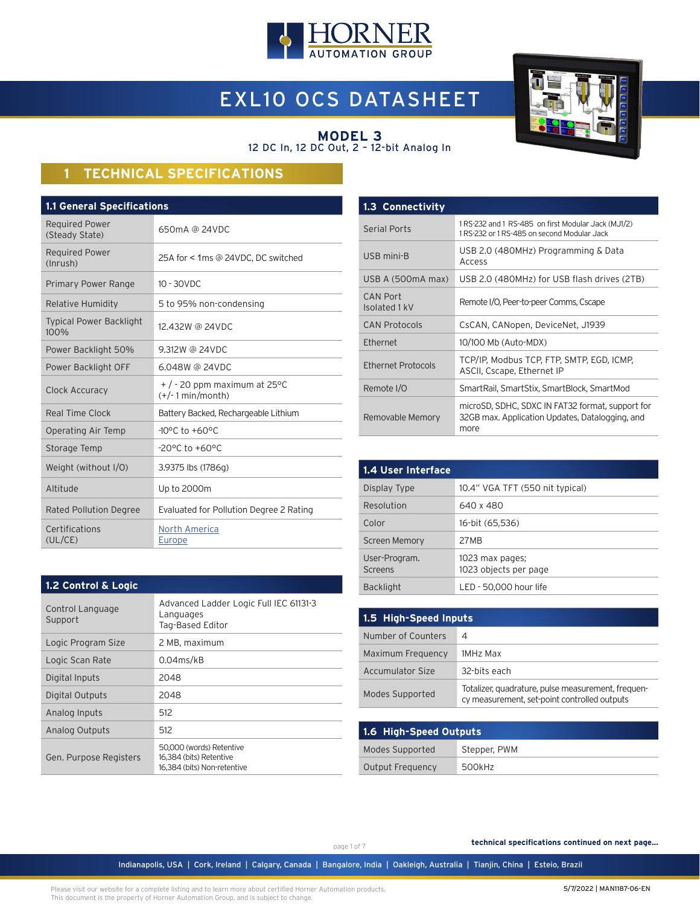# EXL10 OCS DATASHEET

## MODEL 3

12 DC In, 12 DC Out, 2 – 12-bit Analog In

## 1 TECHNICAL SPECIFICATIONS

### 1.1 General Specifications

| | |
|---|---|
| Required Power (Steady State) | 650mA @ 24VDC |
| Required Power (Inrush) | 25A for < 1ms @ 24VDC, DC switched |
| Primary Power Range | 10 - 30VDC |
| Relative Humidity | 5 to 95% non-condensing |
| Typical Power Backlight 100% | 12.432W @ 24VDC |
| Power Backlight 50% | 9.312W @ 24VDC |
| Power Backlight OFF | 6.048W @ 24VDC |
| Clock Accuracy | + / - 20 ppm maximum at 25°C (+/- 1 min/month) |
| Real Time Clock | Battery Backed, Rechargeable Lithium |
| Operating Air Temp | -10°C to +60°C |
| Storage Temp | -20°C to +60°C |
| Weight (without I/O) | 3.9375 lbs (1786g) |
| Altitude | Up to 2000m |
| Rated Pollution Degree | Evaluated for Pollution Degree 2 Rating |
| Certifications (UL/CE) | North America<br>Europe |

### 1.2 Control & Logic

| | |
|---|---|
| Control Language Support | Advanced Ladder Logic Full IEC 61131-3 Languages<br>Tag-Based Editor |
| Logic Program Size | 2 MB, maximum |
| Logic Scan Rate | 0.04ms/kB |
| Digital Inputs | 2048 |
| Digital Outputs | 2048 |
| Analog Inputs | 512 |
| Analog Outputs | 512 |
| Gen. Purpose Registers | 50,000 (words) Retentive<br>16,384 (bits) Retentive<br>16,384 (bits) Non-retentive |

### 1.3 Connectivity

| | |
|---|---|
| Serial Ports | 1 RS-232 and 1 RS-485 on first Modular Jack (MJ1/2)<br>1 RS-232 or 1 RS-485 on second Modular Jack |
| USB mini-B | USB 2.0 (480MHz) Programming & Data Access |
| USB A (500mA max) | USB 2.0 (480MHz) for USB flash drives (2TB) |
| CAN Port Isolated 1 kV | Remote I/O, Peer-to-peer Comms, Cscape |
| CAN Protocols | CsCAN, CANopen, DeviceNet, J1939 |
| Ethernet | 10/100 Mb (Auto-MDX) |
| Ethernet Protocols | TCP/IP, Modbus TCP, FTP, SMTP, EGD, ICMP, ASCII, Cscape, Ethernet IP |
| Remote I/O | SmartRail, SmartStix, SmartBlock, SmartMod |
| Removable Memory | microSD, SDHC, SDXC IN FAT32 format, support for 32GB max. Application Updates, Datalogging, and more |

### 1.4 User Interface

| | |
|---|---|
| Display Type | 10.4" VGA TFT (550 nit typical) |
| Resolution | 640 x 480 |
| Color | 16-bit (65,536) |
| Screen Memory | 27MB |
| User-Program. Screens | 1023 max pages;<br>1023 objects per page |
| Backlight | LED - 50,000 hour life |

### 1.5 High-Speed Inputs

| | |
|---|---|
| Number of Counters | 4 |
| Maximum Frequency | 1MHz Max |
| Accumulator Size | 32-bits each |
| Modes Supported | Totalizer, quadrature, pulse measurement, frequency measurement, set-point controlled outputs |

### 1.6 High-Speed Outputs

| | |
|---|---|
| Modes Supported | Stepper, PWM |
| Output Frequency | 500kHz |

**technical specifications continued on next page...**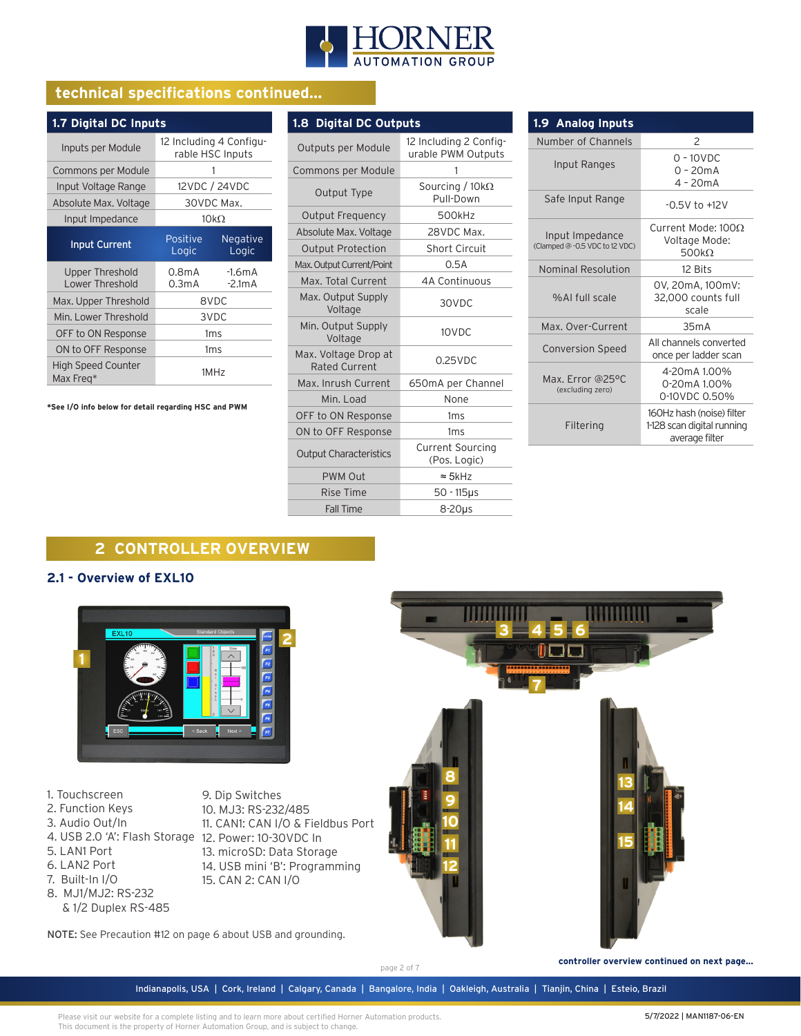## technical specifications continued...

### 1.7 Digital DC Inputs

| 1.7 Digital DC Inputs | | |
|---|---|---|
| Inputs per Module | 12 Including 4 Configurable HSC Inputs | |
| Commons per Module | 1 | |
| Input Voltage Range | 12VDC / 24VDC | |
| Absolute Max. Voltage | 30VDC Max. | |
| Input Impedance | 10kΩ | |
| **Input Current** | Positive Logic | Negative Logic |
| Upper Threshold<br>Lower Threshold | 0.8mA<br>0.3mA | -1.6mA<br>-2.1mA |
| Max. Upper Threshold | 8VDC | |
| Min. Lower Threshold | 3VDC | |
| OFF to ON Response | 1ms | |
| ON to OFF Response | 1ms | |
| High Speed Counter Max Freq* | 1MHz | |

*See I/O info below for detail regarding HSC and PWM

### 1.8 Digital DC Outputs

| 1.8 Digital DC Outputs | |
|---|---|
| Outputs per Module | 12 Including 2 Configurable PWM Outputs |
| Commons per Module | 1 |
| Output Type | Sourcing / 10kΩ Pull-Down |
| Output Frequency | 500kHz |
| Absolute Max. Voltage | 28VDC Max. |
| Output Protection | Short Circuit |
| Max. Output Current/Point | 0.5A |
| Max. Total Current | 4A Continuous |
| Max. Output Supply Voltage | 30VDC |
| Min. Output Supply Voltage | 10VDC |
| Max. Voltage Drop at Rated Current | 0.25VDC |
| Max. Inrush Current | 650mA per Channel |
| Min. Load | None |
| OFF to ON Response | 1ms |
| ON to OFF Response | 1ms |
| Output Characteristics | Current Sourcing (Pos. Logic) |
| PWM Out | ≈ 5kHz |
| Rise Time | 50 - 115µs |
| Fall Time | 8-20µs |

### 1.9 Analog Inputs

| 1.9 Analog Inputs | |
|---|---|
| Number of Channels | 2 |
| Input Ranges | 0 - 10VDC<br>0 - 20mA<br>4 - 20mA |
| Safe Input Range | -0.5V to +12V |
| Input Impedance (Clamped @ -0.5 VDC to 12 VDC) | Current Mode: 100Ω<br>Voltage Mode: 500kΩ |
| Nominal Resolution | 12 Bits |
| %AI full scale | 0V, 20mA, 100mV: 32,000 counts full scale |
| Max. Over-Current | 35mA |
| Conversion Speed | All channels converted once per ladder scan |
| Max. Error @25°C (excluding zero) | 4-20mA 1.00%<br>0-20mA 1.00%<br>0-10VDC 0.50% |
| Filtering | 160Hz hash (noise) filter 1-128 scan digital running average filter |

# 2 CONTROLLER OVERVIEW

## 2.1 - Overview of EXL10

1. Touchscreen
2. Function Keys
3. Audio Out/In
4. USB 2.0 'A': Flash Storage
5. LAN1 Port
6. LAN2 Port
7. Built-In I/O
8. MJ1/MJ2: RS-232 & 1/2 Duplex RS-485
9. Dip Switches
10. MJ3: RS-232/485
11. CAN1: CAN I/O & Fieldbus Port
12. Power: 10-30VDC In
13. microSD: Data Storage
14. USB mini 'B': Programming
15. CAN 2: CAN I/O

**NOTE:** See Precaution #12 on page 6 about USB and grounding.

**controller overview continued on next page...**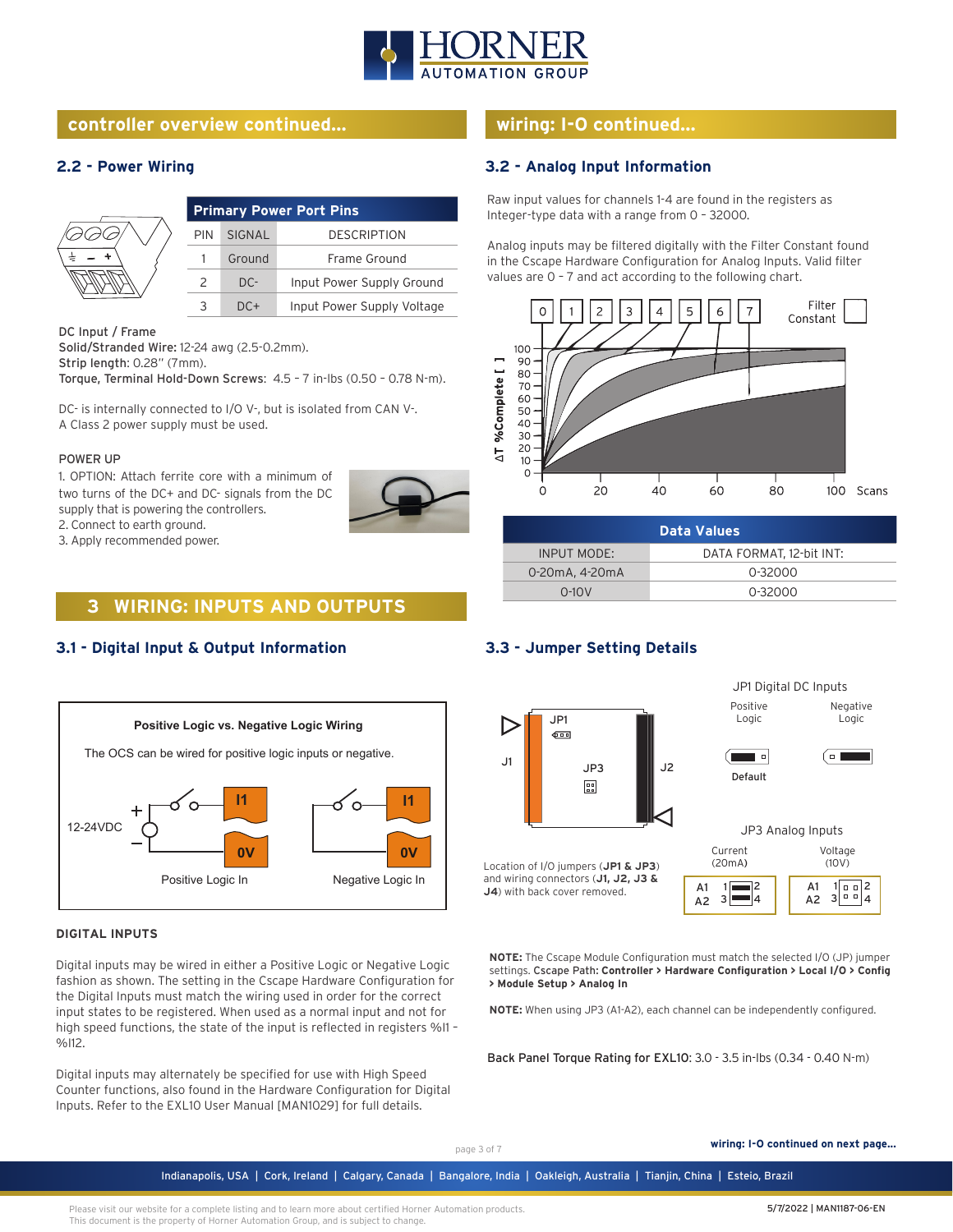## controller overview continued...

### 2.2 - Power Wiring

| Primary Power Port Pins | | |
|---|---|---|
| PIN | SIGNAL | DESCRIPTION |
| 1 | Ground | Frame Ground |
| 2 | DC- | Input Power Supply Ground |
| 3 | DC+ | Input Power Supply Voltage |

**DC Input / Frame**
**Solid/Stranded Wire:** 12-24 awg (2.5-0.2mm).
**Strip length:** 0.28" (7mm).
**Torque, Terminal Hold-Down Screws:** 4.5 – 7 in-lbs (0.50 – 0.78 N-m).

DC- is internally connected to I/O V-, but is isolated from CAN V-.
A Class 2 power supply must be used.

POWER UP

1. OPTION: Attach ferrite core with a minimum of two turns of the DC+ and DC- signals from the DC supply that is powering the controllers.
2. Connect to earth ground.
3. Apply recommended power.

## 3 WIRING: INPUTS AND OUTPUTS

### 3.1 - Digital Input & Output Information

**Positive Logic vs. Negative Logic Wiring**

The OCS can be wired for positive logic inputs or negative.

12-24VDC — I1 — 0V — Positive Logic In
I1 — 0V — Negative Logic In

**DIGITAL INPUTS**

Digital inputs may be wired in either a Positive Logic or Negative Logic fashion as shown. The setting in the Cscape Hardware Configuration for the Digital Inputs must match the wiring used in order for the correct input states to be registered. When used as a normal input and not for high speed functions, the state of the input is reflected in registers %I1 - %I12.

Digital inputs may alternately be specified for use with High Speed Counter functions, also found in the Hardware Configuration for Digital Inputs. Refer to the EXL10 User Manual [MAN1029] for full details.

## wiring: I-O continued...

### 3.2 - Analog Input Information

Raw input values for channels 1-4 are found in the registers as Integer-type data with a range from 0 - 32000.

Analog inputs may be filtered digitally with the Filter Constant found in the Cscape Hardware Configuration for Analog Inputs. Valid filter values are 0 - 7 and act according to the following chart.

(Chart: ΔT %Complete [ ] vs. Scans (0–100), curves for Filter Constant 0–7)

| Data Values | |
|---|---|
| INPUT MODE: | DATA FORMAT, 12-bit INT: |
| 0-20mA, 4-20mA | 0-32000 |
| 0-10V | 0-32000 |

### 3.3 - Jumper Setting Details

JP1 Digital DC Inputs: Positive Logic (Default), Negative Logic

JP3 Analog Inputs: Current (20mA), Voltage (10V)

Location of I/O jumpers (**JP1 & JP3**) and wiring connectors (**J1, J2, J3 & J4**) with back cover removed.

**NOTE:** The Cscape Module Configuration must match the selected I/O (JP) jumper settings. Cscape Path: **Controller > Hardware Configuration > Local I/O > Config > Module Setup > Analog In**

**NOTE:** When using JP3 (A1-A2), each channel can be independently configured.

**Back Panel Torque Rating for EXL10**: 3.0 - 3.5 in-lbs (0.34 - 0.40 N-m)

**wiring: I-O continued on next page...**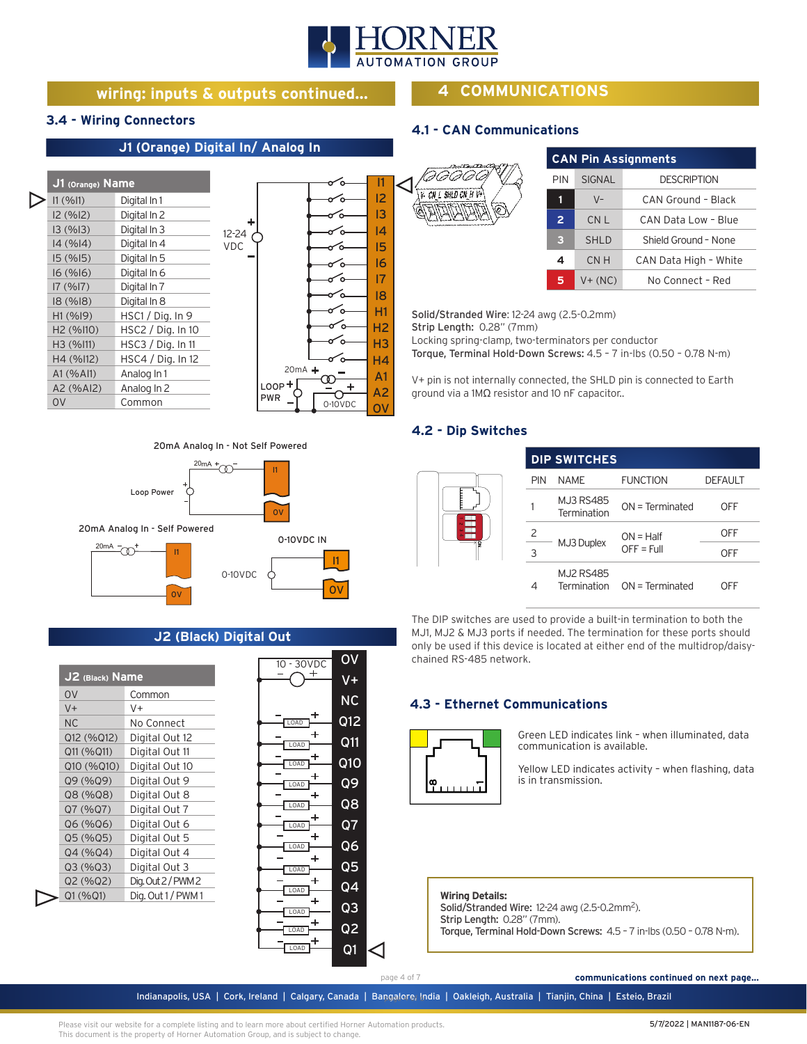## wiring: inputs & outputs continued...

### 3.4 - Wiring Connectors

#### J1 (Orange) Digital In/ Analog In

| J1 (Orange) | Name |
|---|---|
| I1 (%I1) | Digital In 1 |
| I2 (%I2) | Digital In 2 |
| I3 (%I3) | Digital In 3 |
| I4 (%I4) | Digital In 4 |
| I5 (%I5) | Digital In 5 |
| I6 (%I6) | Digital In 6 |
| I7 (%I7) | Digital In 7 |
| I8 (%I8) | Digital In 8 |
| H1 (%I9) | HSC1 / Dig. In 9 |
| H2 (%I10) | HSC2 / Dig. In 10 |
| H3 (%I11) | HSC3 / Dig. In 11 |
| H4 (%I12) | HSC4 / Dig. In 12 |
| A1 (%AI1) | Analog In 1 |
| A2 (%AI2) | Analog In 2 |
| 0V | Common |

12-24 VDC

20mA Analog In - Not Self Powered

20mA Analog In - Self Powered

0-10VDC IN

#### J2 (Black) Digital Out

| J2 (Black) | Name |
|---|---|
| 0V | Common |
| V+ | V+ |
| NC | No Connect |
| Q12 (%Q12) | Digital Out 12 |
| Q11 (%Q11) | Digital Out 11 |
| Q10 (%Q10) | Digital Out 10 |
| Q9 (%Q9) | Digital Out 9 |
| Q8 (%Q8) | Digital Out 8 |
| Q7 (%Q7) | Digital Out 7 |
| Q6 (%Q6) | Digital Out 6 |
| Q5 (%Q5) | Digital Out 5 |
| Q4 (%Q4) | Digital Out 4 |
| Q3 (%Q3) | Digital Out 3 |
| Q2 (%Q2) | Dig. Out 2 / PWM 2 |
| Q1 (%Q1) | Dig. Out 1 / PWM 1 |

10 - 30VDC

## 4 COMMUNICATIONS

### 4.1 - CAN Communications

**CAN Pin Assignments**

| PIN | SIGNAL | DESCRIPTION |
|---|---|---|
| 1 | V- | CAN Ground - Black |
| 2 | CN L | CAN Data Low - Blue |
| 3 | SHLD | Shield Ground - None |
| 4 | CN H | CAN Data High - White |
| 5 | V+ (NC) | No Connect - Red |

**Solid/Stranded Wire:** 12-24 awg (2.5-0.2mm)
**Strip Length:** 0.28" (7mm)
Locking spring-clamp, two-terminators per conductor
**Torque, Terminal Hold-Down Screws:** 4.5 - 7 in-lbs (0.50 - 0.78 N-m)

V+ pin is not internally connected, the SHLD pin is connected to Earth ground via a 1MΩ resistor and 10 nF capacitor..

### 4.2 - Dip Switches

**DIP SWITCHES**

| PIN | NAME | FUNCTION | DEFAULT |
|---|---|---|---|
| 1 | MJ3 RS485 Termination | ON = Terminated | OFF |
| 2 | MJ3 Duplex | ON = Half OFF = Full | OFF |
| 3 | | | OFF |
| 4 | MJ2 RS485 Termination | ON = Terminated | OFF |

The DIP switches are used to provide a built-in termination to both the MJ1, MJ2 & MJ3 ports if needed. The termination for these ports should only be used if this device is located at either end of the multidrop/daisy-chained RS-485 network.

### 4.3 - Ethernet Communications

Green LED indicates link – when illuminated, data communication is available.

Yellow LED indicates activity – when flashing, data is in transmission.

**Wiring Details:**
**Solid/Stranded Wire:** 12-24 awg (2.5-0.2mm$^2$).
**Strip Length:** 0.28" (7mm).
**Torque, Terminal Hold-Down Screws:** 4.5 - 7 in-lbs (0.50 - 0.78 N-m).

**communications continued on next page...**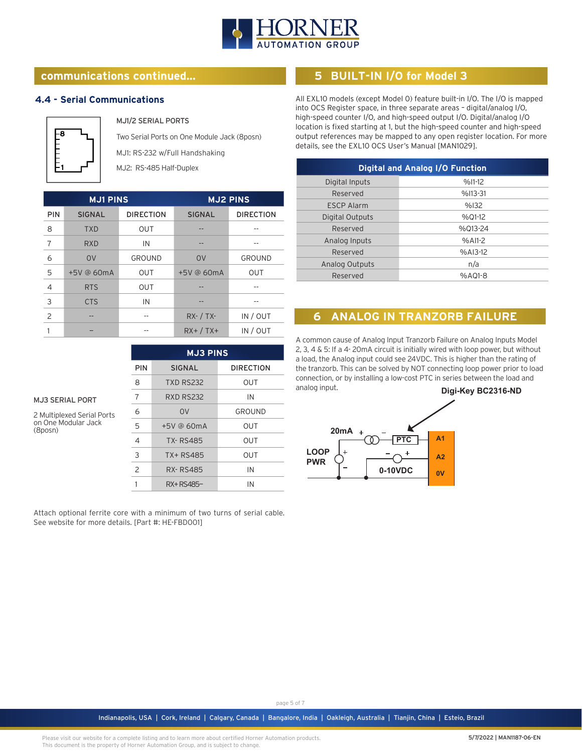## communications continued...

### 4.4 - Serial Communications

MJ1/2 SERIAL PORTS

Two Serial Ports on One Module Jack (8posn)

MJ1: RS-232 w/Full Handshaking

MJ2: RS-485 Half-Duplex

| MJ1 PINS | | | MJ2 PINS | |
|---|---|---|---|---|
| PIN | SIGNAL | DIRECTION | SIGNAL | DIRECTION |
| 8 | TXD | OUT | -- | -- |
| 7 | RXD | IN | -- | -- |
| 6 | 0V | GROUND | 0V | GROUND |
| 5 | +5V @ 60mA | OUT | +5V @ 60mA | OUT |
| 4 | RTS | OUT | -- | -- |
| 3 | CTS | IN | -- | -- |
| 2 | -- | -- | RX- / TX- | IN / OUT |
| 1 | – | -- | RX+ / TX+ | IN / OUT |

MJ3 SERIAL PORT

2 Multiplexed Serial Ports on One Modular Jack (8posn)

| MJ3 PINS | | |
|---|---|---|
| PIN | SIGNAL | DIRECTION |
| 8 | TXD RS232 | OUT |
| 7 | RXD RS232 | IN |
| 6 | 0V | GROUND |
| 5 | +5V @ 60mA | OUT |
| 4 | TX- RS485 | OUT |
| 3 | TX+ RS485 | OUT |
| 2 | RX- RS485 | IN |
| 1 | RX+ RS485– | IN |

Attach optional ferrite core with a minimum of two turns of serial cable. See website for more details. [Part #: HE-FBD001]

## 5 BUILT-IN I/O for Model 3

All EXL10 models (except Model 0) feature built-in I/O. The I/O is mapped into OCS Register space, in three separate areas – digital/analog I/O, high-speed counter I/O, and high-speed output I/O. Digital/analog I/O location is fixed starting at 1, but the high-speed counter and high-speed output references may be mapped to any open register location. For more details, see the EXL10 OCS User's Manual [MAN1029].

| Digital and Analog I/O Function | |
|---|---|
| Digital Inputs | %I1-12 |
| Reserved | %I13-31 |
| ESCP Alarm | %I32 |
| Digital Outputs | %Q1-12 |
| Reserved | %Q13-24 |
| Analog Inputs | %AI1-2 |
| Reserved | %AI3-12 |
| Analog Outputs | n/a |
| Reserved | %AQ1-8 |

## 6 ANALOG IN TRANZORB FAILURE

A common cause of Analog Input Tranzorb Failure on Analog Inputs Model 2, 3, 4 & 5: If a 4- 20mA circuit is initially wired with loop power, but without a load, the Analog input could see 24VDC. This is higher than the rating of the tranzorb. This can be solved by NOT connecting loop power prior to load connection, or by installing a low-cost PTC in series between the load and analog input.

Digi-Key BC2316-ND

20mA + – PTC A1

LOOP PWR + – – + 0-10VDC A2 0V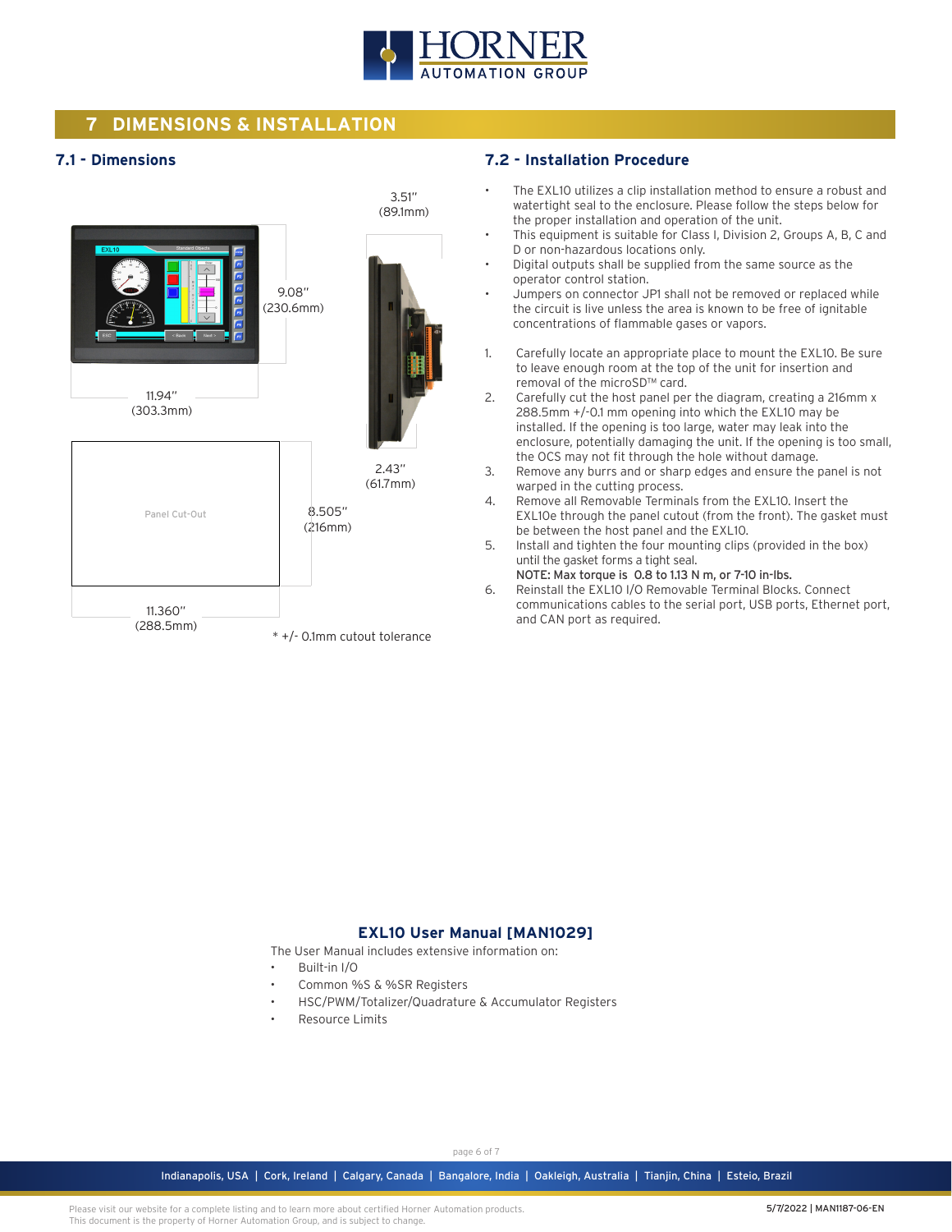## 7 DIMENSIONS & INSTALLATION

### 7.1 - Dimensions

3.51"
(89.1mm)

9.08"
(230.6mm)

11.94"
(303.3mm)

2.43"
(61.7mm)

Panel Cut-Out

8.505"
(216mm)

11.360"
(288.5mm)

* +/- 0.1mm cutout tolerance

### 7.2 - Installation Procedure

- The EXL10 utilizes a clip installation method to ensure a robust and watertight seal to the enclosure. Please follow the steps below for the proper installation and operation of the unit.
- This equipment is suitable for Class I, Division 2, Groups A, B, C and D or non-hazardous locations only.
- Digital outputs shall be supplied from the same source as the operator control station.
- Jumpers on connector JP1 shall not be removed or replaced while the circuit is live unless the area is known to be free of ignitable concentrations of flammable gases or vapors.

1. Carefully locate an appropriate place to mount the EXL10. Be sure to leave enough room at the top of the unit for insertion and removal of the microSD™ card.
2. Carefully cut the host panel per the diagram, creating a 216mm x 288.5mm +/-0.1 mm opening into which the EXL10 may be installed. If the opening is too large, water may leak into the enclosure, potentially damaging the unit. If the opening is too small, the OCS may not fit through the hole without damage.
3. Remove any burrs and or sharp edges and ensure the panel is not warped in the cutting process.
4. Remove all Removable Terminals from the EXL10. Insert the EXL10e through the panel cutout (from the front). The gasket must be between the host panel and the EXL10.
5. Install and tighten the four mounting clips (provided in the box) until the gasket forms a tight seal.
   **NOTE: Max torque is 0.8 to 1.13 N m, or 7-10 in-lbs.**
6. Reinstall the EXL10 I/O Removable Terminal Blocks. Connect communications cables to the serial port, USB ports, Ethernet port, and CAN port as required.

### EXL10 User Manual [MAN1029]

The User Manual includes extensive information on:

- Built-in I/O
- Common %S & %SR Registers
- HSC/PWM/Totalizer/Quadrature & Accumulator Registers
- Resource Limits

Indianapolis, USA | Cork, Ireland | Calgary, Canada | Bangalore, India | Oakleigh, Australia | Tianjin, China | Esteio, Brazil

Please visit our website for a complete listing and to learn more about certified Horner Automation products.
This document is the property of Horner Automation Group, and is subject to change.

5/7/2022 | MAN1187-06-EN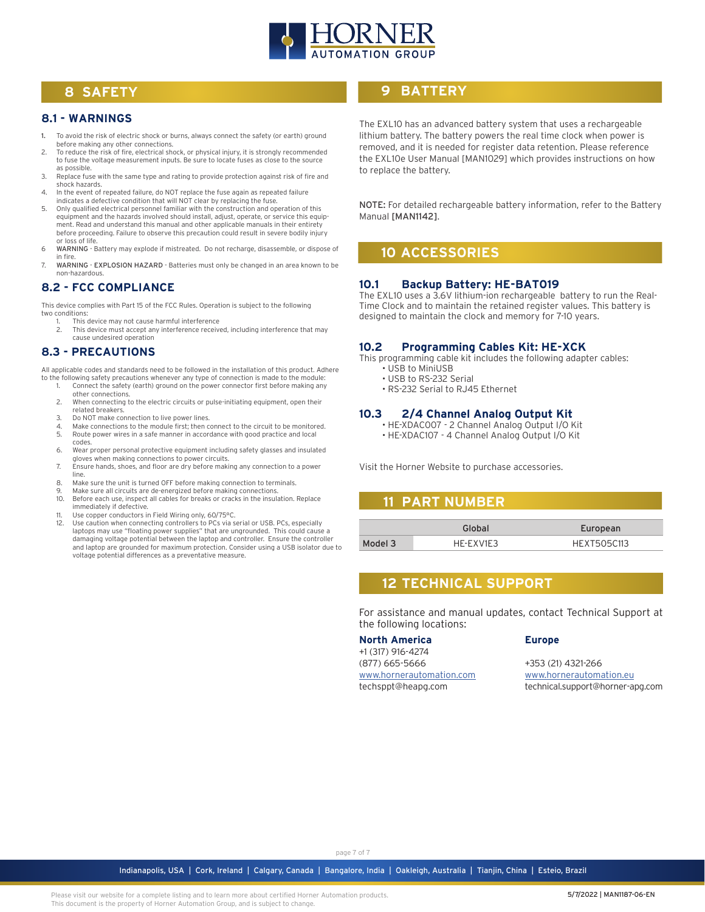# 8 SAFETY

## 8.1 - WARNINGS

1. To avoid the risk of electric shock or burns, always connect the safety (or earth) ground before making any other connections.
2. To reduce the risk of fire, electrical shock, or physical injury, it is strongly recommended to fuse the voltage measurement inputs. Be sure to locate fuses as close to the source as possible.
3. Replace fuse with the same type and rating to provide protection against risk of fire and shock hazards.
4. In the event of repeated failure, do NOT replace the fuse again as repeated failure indicates a defective condition that will NOT clear by replacing the fuse.
5. Only qualified electrical personnel familiar with the construction and operation of this equipment and the hazards involved should install, adjust, operate, or service this equipment. Read and understand this manual and other applicable manuals in their entirety before proceeding. Failure to observe this precaution could result in severe bodily injury or loss of life.
6. WARNING - Battery may explode if mistreated. Do not recharge, disassemble, or dispose of in fire.
7. WARNING - EXPLOSION HAZARD - Batteries must only be changed in an area known to be non-hazardous.

## 8.2 - FCC COMPLIANCE

This device complies with Part 15 of the FCC Rules. Operation is subject to the following two conditions:

1. This device may not cause harmful interference
2. This device must accept any interference received, including interference that may cause undesired operation

## 8.3 - PRECAUTIONS

All applicable codes and standards need to be followed in the installation of this product. Adhere to the following safety precautions whenever any type of connection is made to the module:

1. Connect the safety (earth) ground on the power connector first before making any other connections.
2. When connecting to the electric circuits or pulse-initiating equipment, open their related breakers.
3. Do NOT make connection to live power lines.
4. Make connections to the module first; then connect to the circuit to be monitored.
5. Route power wires in a safe manner in accordance with good practice and local codes.
6. Wear proper personal protective equipment including safety glasses and insulated gloves when making connections to power circuits.
7. Ensure hands, shoes, and floor are dry before making any connection to a power line.
8. Make sure the unit is turned OFF before making connection to terminals.
9. Make sure all circuits are de-energized before making connections.
10. Before each use, inspect all cables for breaks or cracks in the insulation. Replace immediately if defective.
11. Use copper conductors in Field Wiring only, 60/75°C.
12. Use caution when connecting controllers to PCs via serial or USB. PCs, especially laptops may use "floating power supplies" that are ungrounded. This could cause a damaging voltage potential between the laptop and controller. Ensure the controller and laptop are grounded for maximum protection. Consider using a USB isolator due to voltage potential differences as a preventative measure.

# 9 BATTERY

The EXL10 has an advanced battery system that uses a rechargeable lithium battery. The battery powers the real time clock when power is removed, and it is needed for register data retention. Please reference the EXL10e User Manual [MAN1029] which provides instructions on how to replace the battery.

NOTE: For detailed rechargeable battery information, refer to the Battery Manual [MAN1142].

# 10 ACCESSORIES

## 10.1 Backup Battery: HE-BAT019

The EXL10 uses a 3.6V lithium-ion rechargeable battery to run the Real-Time Clock and to maintain the retained register values. This battery is designed to maintain the clock and memory for 7-10 years.

## 10.2 Programming Cables Kit: HE-XCK

This programming cable kit includes the following adapter cables:

- USB to MiniUSB
- USB to RS-232 Serial
- RS-232 Serial to RJ45 Ethernet

## 10.3 2/4 Channel Analog Output Kit

- HE-XDAC007 - 2 Channel Analog Output I/O Kit
- HE-XDAC107 - 4 Channel Analog Output I/O Kit

Visit the Horner Website to purchase accessories.

# 11 PART NUMBER

| | Global | European |
|---|---|---|
| Model 3 | HE-EXV1E3 | HEXT505C113 |

# 12 TECHNICAL SUPPORT

For assistance and manual updates, contact Technical Support at the following locations:

**North America**
+1 (317) 916-4274
(877) 665-5666
www.hornerautomation.com
techsppt@heapg.com

**Europe**
+353 (21) 4321-266
www.hornerautomation.eu
technical.support@horner-apg.com